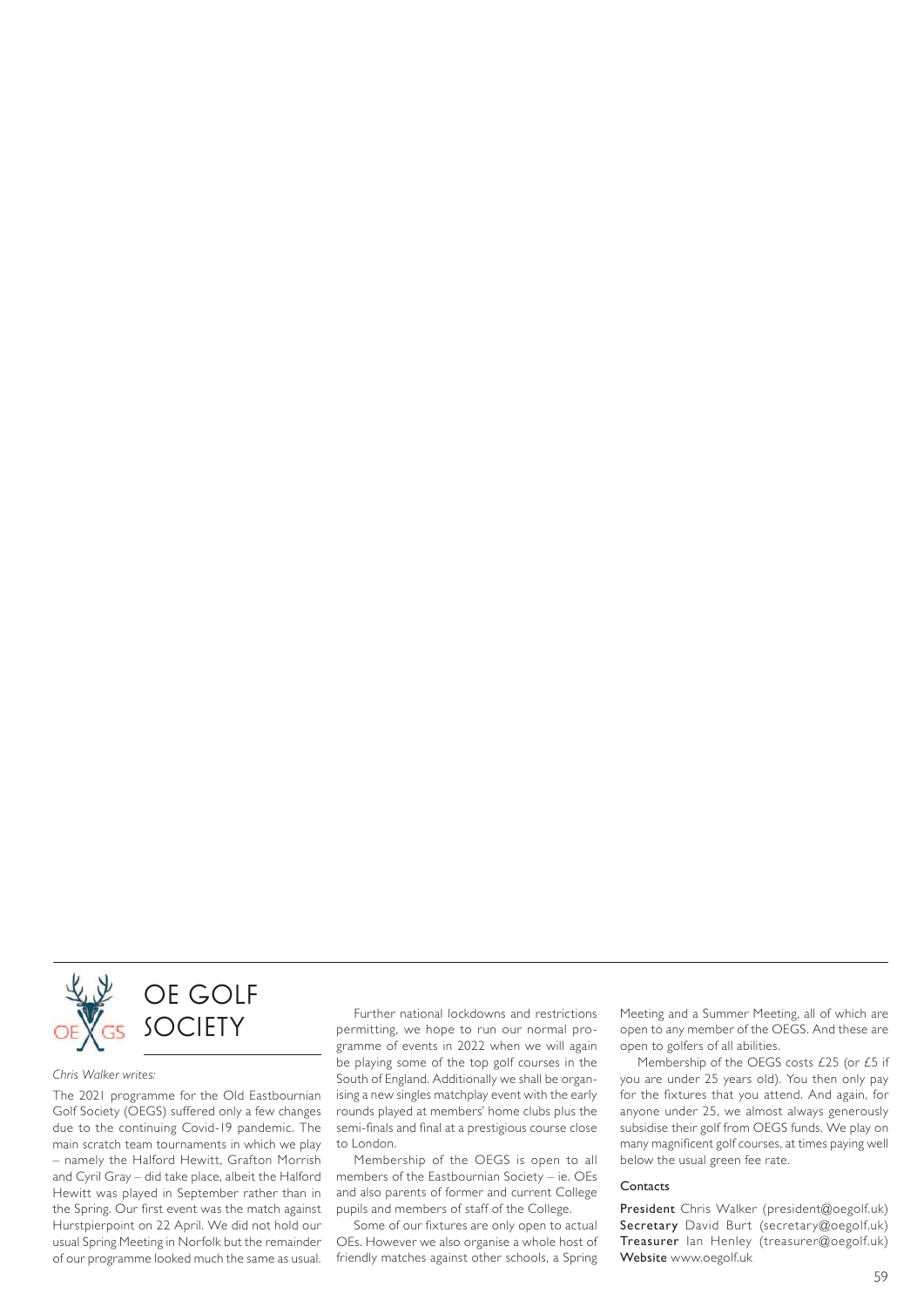# OE GOLF SOCIETY

*Chris Walker writes:*

The 2021 programme for the Old Eastbournian Golf Society (OEGS) suffered only a few changes due to the continuing Covid-19 pandemic. The main scratch team tournaments in which we play – namely the Halford Hewitt, Grafton Morrish and Cyril Gray – did take place, albeit the Halford Hewitt was played in September rather than in the Spring. Our first event was the match against Hurstpierpoint on 22 April. We did not hold our usual Spring Meeting in Norfolk but the remainder of our programme looked much the same as usual.

Further national lockdowns and restrictions permitting, we hope to run our normal programme of events in 2022 when we will again be playing some of the top golf courses in the South of England. Additionally we shall be organising a new singles matchplay event with the early rounds played at members' home clubs plus the semi-finals and final at a prestigious course close to London.

Membership of the OEGS is open to all members of the Eastbournian Society – ie. OEs and also parents of former and current College pupils and members of staff of the College.

Some of our fixtures are only open to actual OEs. However we also organise a whole host of friendly matches against other schools, a Spring Meeting and a Summer Meeting, all of which are open to any member of the OEGS. And these are open to golfers of all abilities.

Membership of the OEGS costs £25 (or £5 if you are under 25 years old). You then only pay for the fixtures that you attend. And again, for anyone under 25, we almost always generously subsidise their golf from OEGS funds. We play on many magnificent golf courses, at times paying well below the usual green fee rate.

### Contacts

**President** Chris Walker (president@oegolf.uk)
**Secretary** David Burt (secretary@oegolf.uk)
**Treasurer** Ian Henley (treasurer@oegolf.uk)
**Website** www.oegolf.uk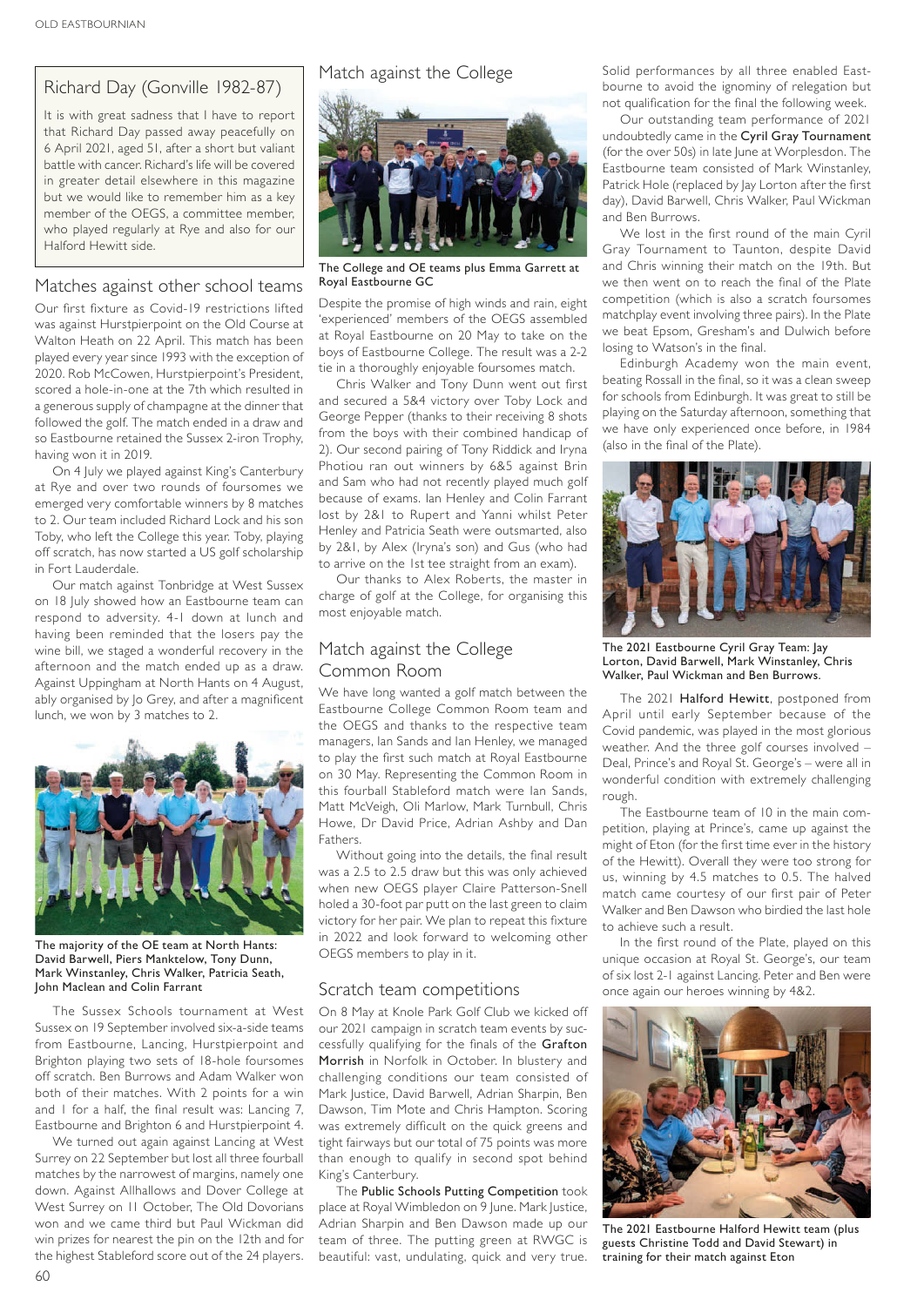## Richard Day (Gonville 1982-87)

It is with great sadness that I have to report that Richard Day passed away peacefully on 6 April 2021, aged 51, after a short but valiant battle with cancer. Richard's life will be covered in greater detail elsewhere in this magazine but we would like to remember him as a key member of the OEGS, a committee member, who played regularly at Rye and also for our Halford Hewitt side.

## Matches against other school teams

Our first fixture as Covid-19 restrictions lifted was against Hurstpierpoint on the Old Course at Walton Heath on 22 April. This match has been played every year since 1993 with the exception of 2020. Rob McCowen, Hurstpierpoint's President, scored a hole-in-one at the 7th which resulted in a generous supply of champagne at the dinner that followed the golf. The match ended in a draw and so Eastbourne retained the Sussex 2-iron Trophy, having won it in 2019.

On 4 July we played against King's Canterbury at Rye and over two rounds of foursomes we emerged very comfortable winners by 8 matches to 2. Our team included Richard Lock and his son Toby, who left the College this year. Toby, playing off scratch, has now started a US golf scholarship in Fort Lauderdale.

Our match against Tonbridge at West Sussex on 18 July showed how an Eastbourne team can respond to adversity. 4-1 down at lunch and having been reminded that the losers pay the wine bill, we staged a wonderful recovery in the afternoon and the match ended up as a draw. Against Uppingham at North Hants on 4 August, ably organised by Jo Grey, and after a magnificent lunch, we won by 3 matches to 2.

The majority of the OE team at North Hants: David Barwell, Piers Manktelow, Tony Dunn, Mark Winstanley, Chris Walker, Patricia Seath, John Maclean and Colin Farrant

The Sussex Schools tournament at West Sussex on 19 September involved six-a-side teams from Eastbourne, Lancing, Hurstpierpoint and Brighton playing two sets of 18-hole foursomes off scratch. Ben Burrows and Adam Walker won both of their matches. With 2 points for a win and 1 for a half, the final result was: Lancing 7, Eastbourne and Brighton 6 and Hurstpierpoint 4.

We turned out again against Lancing at West Surrey on 22 September but lost all three fourball matches by the narrowest of margins, namely one down. Against Allhallows and Dover College at West Surrey on 11 October, The Old Dovorians won and we came third but Paul Wickman did win prizes for nearest the pin on the 12th and for the highest Stableford score out of the 24 players.

## Match against the College

The College and OE teams plus Emma Garrett at Royal Eastbourne GC

Despite the promise of high winds and rain, eight 'experienced' members of the OEGS assembled at Royal Eastbourne on 20 May to take on the boys of Eastbourne College. The result was a 2-2 tie in a thoroughly enjoyable foursomes match.

Chris Walker and Tony Dunn went out first and secured a 5&4 victory over Toby Lock and George Pepper (thanks to their receiving 8 shots from the boys with their combined handicap of 2). Our second pairing of Tony Riddick and Iryna Photiou ran out winners by 6&5 against Brin and Sam who had not recently played much golf because of exams. Ian Henley and Colin Farrant lost by 2&1 to Rupert and Yanni whilst Peter Henley and Patricia Seath were outsmarted, also by 2&1, by Alex (Iryna's son) and Gus (who had to arrive on the 1st tee straight from an exam).

Our thanks to Alex Roberts, the master in charge of golf at the College, for organising this most enjoyable match.

## Match against the College Common Room

We have long wanted a golf match between the Eastbourne College Common Room team and the OEGS and thanks to the respective team managers, Ian Sands and Ian Henley, we managed to play the first such match at Royal Eastbourne on 30 May. Representing the Common Room in this fourball Stableford match were Ian Sands, Matt McVeigh, Oli Marlow, Mark Turnbull, Chris Howe, Dr David Price, Adrian Ashby and Dan Fathers.

Without going into the details, the final result was a 2.5 to 2.5 draw but this was only achieved when new OEGS player Claire Patterson-Snell holed a 30-foot par putt on the last green to claim victory for her pair. We plan to repeat this fixture in 2022 and look forward to welcoming other OEGS members to play in it.

## Scratch team competitions

On 8 May at Knole Park Golf Club we kicked off our 2021 campaign in scratch team events by successfully qualifying for the finals of the **Grafton Morrish** in Norfolk in October. In blustery and challenging conditions our team consisted of Mark Justice, David Barwell, Adrian Sharpin, Ben Dawson, Tim Mote and Chris Hampton. Scoring was extremely difficult on the quick greens and tight fairways but our total of 75 points was more than enough to qualify in second spot behind King's Canterbury.

The **Public Schools Putting Competition** took place at Royal Wimbledon on 9 June. Mark Justice, Adrian Sharpin and Ben Dawson made up our team of three. The putting green at RWGC is beautiful: vast, undulating, quick and very true. Solid performances by all three enabled Eastbourne to avoid the ignominy of relegation but not qualification for the final the following week.

Our outstanding team performance of 2021 undoubtedly came in the **Cyril Gray Tournament** (for the over 50s) in late June at Worplesdon. The Eastbourne team consisted of Mark Winstanley, Patrick Hole (replaced by Jay Lorton after the first day), David Barwell, Chris Walker, Paul Wickman and Ben Burrows.

We lost in the first round of the main Cyril Gray Tournament to Taunton, despite David and Chris winning their match on the 19th. But we then went on to reach the final of the Plate competition (which is also a scratch foursomes matchplay event involving three pairs). In the Plate we beat Epsom, Gresham's and Dulwich before losing to Watson's in the final.

Edinburgh Academy won the main event, beating Rossall in the final, so it was a clean sweep for schools from Edinburgh. It was great to still be playing on the Saturday afternoon, something that we have only experienced once before, in 1984 (also in the final of the Plate).

The 2021 Eastbourne Cyril Gray Team: Jay Lorton, David Barwell, Mark Winstanley, Chris Walker, Paul Wickman and Ben Burrows.

The 2021 **Halford Hewitt**, postponed from April until early September because of the Covid pandemic, was played in the most glorious weather. And the three golf courses involved – Deal, Prince's and Royal St. George's – were all in wonderful condition with extremely challenging rough.

The Eastbourne team of 10 in the main competition, playing at Prince's, came up against the might of Eton (for the first time ever in the history of the Hewitt). Overall they were too strong for us, winning by 4.5 matches to 0.5. The halved match came courtesy of our first pair of Peter Walker and Ben Dawson who birdied the last hole to achieve such a result.

In the first round of the Plate, played on this unique occasion at Royal St. George's, our team of six lost 2-1 against Lancing. Peter and Ben were once again our heroes winning by 4&2.

The 2021 Eastbourne Halford Hewitt team (plus guests Christine Todd and David Stewart) in training for their match against Eton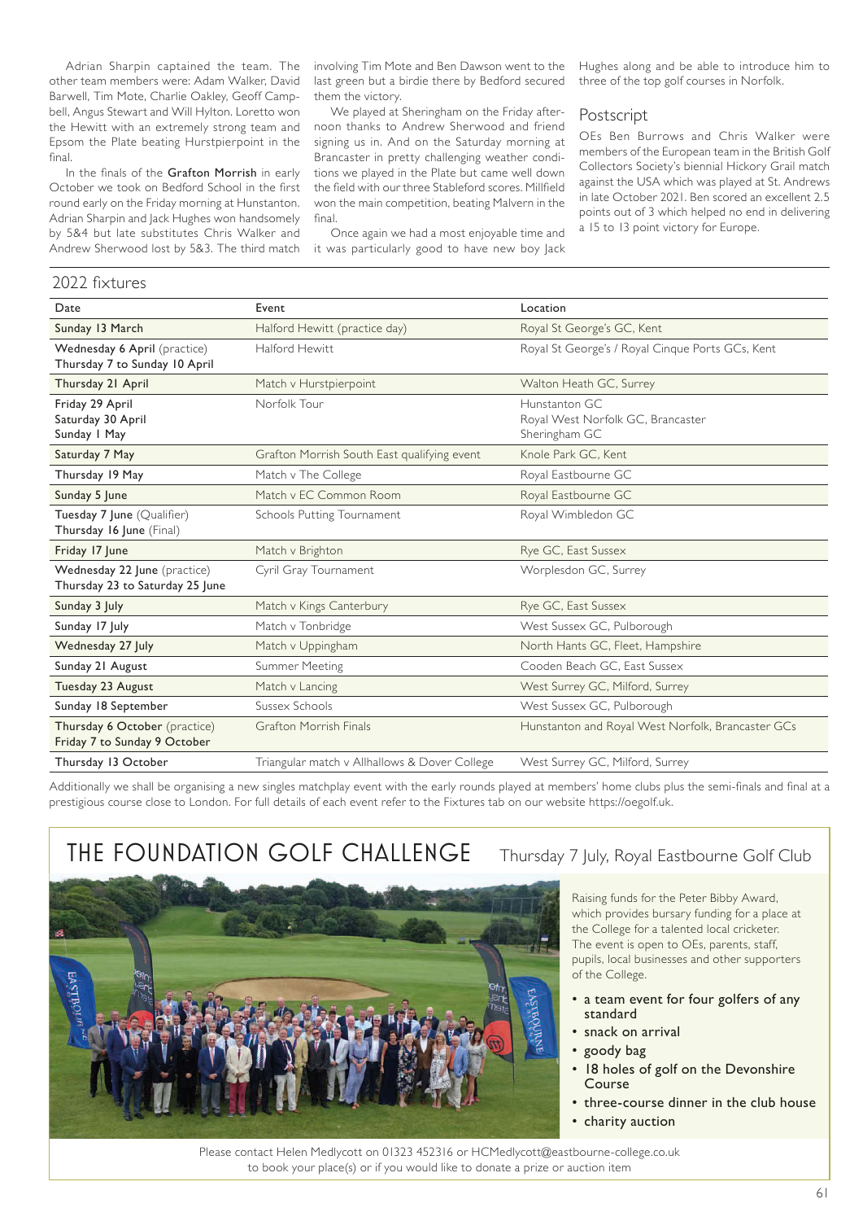Adrian Sharpin captained the team. The other team members were: Adam Walker, David Barwell, Tim Mote, Charlie Oakley, Geoff Campbell, Angus Stewart and Will Hylton. Loretto won the Hewitt with an extremely strong team and Epsom the Plate beating Hurstpierpoint in the final.

In the finals of the **Grafton Morrish** in early October we took on Bedford School in the first round early on the Friday morning at Hunstanton. Adrian Sharpin and Jack Hughes won handsomely by 5&4 but late substitutes Chris Walker and Andrew Sherwood lost by 5&3. The third match involving Tim Mote and Ben Dawson went to the last green but a birdie there by Bedford secured them the victory.

We played at Sheringham on the Friday afternoon thanks to Andrew Sherwood and friend signing us in. And on the Saturday morning at Brancaster in pretty challenging weather conditions we played in the Plate but came well down the field with our three Stableford scores. Millfield won the main competition, beating Malvern in the final.

Once again we had a most enjoyable time and it was particularly good to have new boy Jack Hughes along and be able to introduce him to three of the top golf courses in Norfolk.

## Postscript

OEs Ben Burrows and Chris Walker were members of the European team in the British Golf Collectors Society's biennial Hickory Grail match against the USA which was played at St. Andrews in late October 2021. Ben scored an excellent 2.5 points out of 3 which helped no end in delivering a 15 to 13 point victory for Europe.

## 2022 fixtures

| Date | Event | Location |
|---|---|---|
| Sunday 13 March | Halford Hewitt (practice day) | Royal St George's GC, Kent |
| Wednesday 6 April (practice)<br>Thursday 7 to Sunday 10 April | Halford Hewitt | Royal St George's / Royal Cinque Ports GCs, Kent |
| Thursday 21 April | Match v Hurstpierpoint | Walton Heath GC, Surrey |
| Friday 29 April<br>Saturday 30 April<br>Sunday 1 May | Norfolk Tour | Hunstanton GC<br>Royal West Norfolk GC, Brancaster<br>Sheringham GC |
| Saturday 7 May | Grafton Morrish South East qualifying event | Knole Park GC, Kent |
| Thursday 19 May | Match v The College | Royal Eastbourne GC |
| Sunday 5 June | Match v EC Common Room | Royal Eastbourne GC |
| Tuesday 7 June (Qualifier)<br>Thursday 16 June (Final) | Schools Putting Tournament | Royal Wimbledon GC |
| Friday 17 June | Match v Brighton | Rye GC, East Sussex |
| Wednesday 22 June (practice)<br>Thursday 23 to Saturday 25 June | Cyril Gray Tournament | Worplesdon GC, Surrey |
| Sunday 3 July | Match v Kings Canterbury | Rye GC, East Sussex |
| Sunday 17 July | Match v Tonbridge | West Sussex GC, Pulborough |
| Wednesday 27 July | Match v Uppingham | North Hants GC, Fleet, Hampshire |
| Sunday 21 August | Summer Meeting | Cooden Beach GC, East Sussex |
| Tuesday 23 August | Match v Lancing | West Surrey GC, Milford, Surrey |
| Sunday 18 September | Sussex Schools | West Sussex GC, Pulborough |
| Thursday 6 October (practice)<br>Friday 7 to Sunday 9 October | Grafton Morrish Finals | Hunstanton and Royal West Norfolk, Brancaster GCs |
| Thursday 13 October | Triangular match v Allhallows & Dover College | West Surrey GC, Milford, Surrey |

Additionally we shall be organising a new singles matchplay event with the early rounds played at members' home clubs plus the semi-finals and final at a prestigious course close to London. For full details of each event refer to the Fixtures tab on our website https://oegolf.uk.

## THE FOUNDATION GOLF CHALLENGE

Thursday 7 July, Royal Eastbourne Golf Club

Raising funds for the Peter Bibby Award, which provides bursary funding for a place at the College for a talented local cricketer. The event is open to OEs, parents, staff, pupils, local businesses and other supporters of the College.

- a team event for four golfers of any standard
- snack on arrival
- goody bag
- 18 holes of golf on the Devonshire Course
- three-course dinner in the club house
- charity auction

Please contact Helen Medlycott on 01323 452316 or HCMedlycott@eastbourne-college.co.uk to book your place(s) or if you would like to donate a prize or auction item